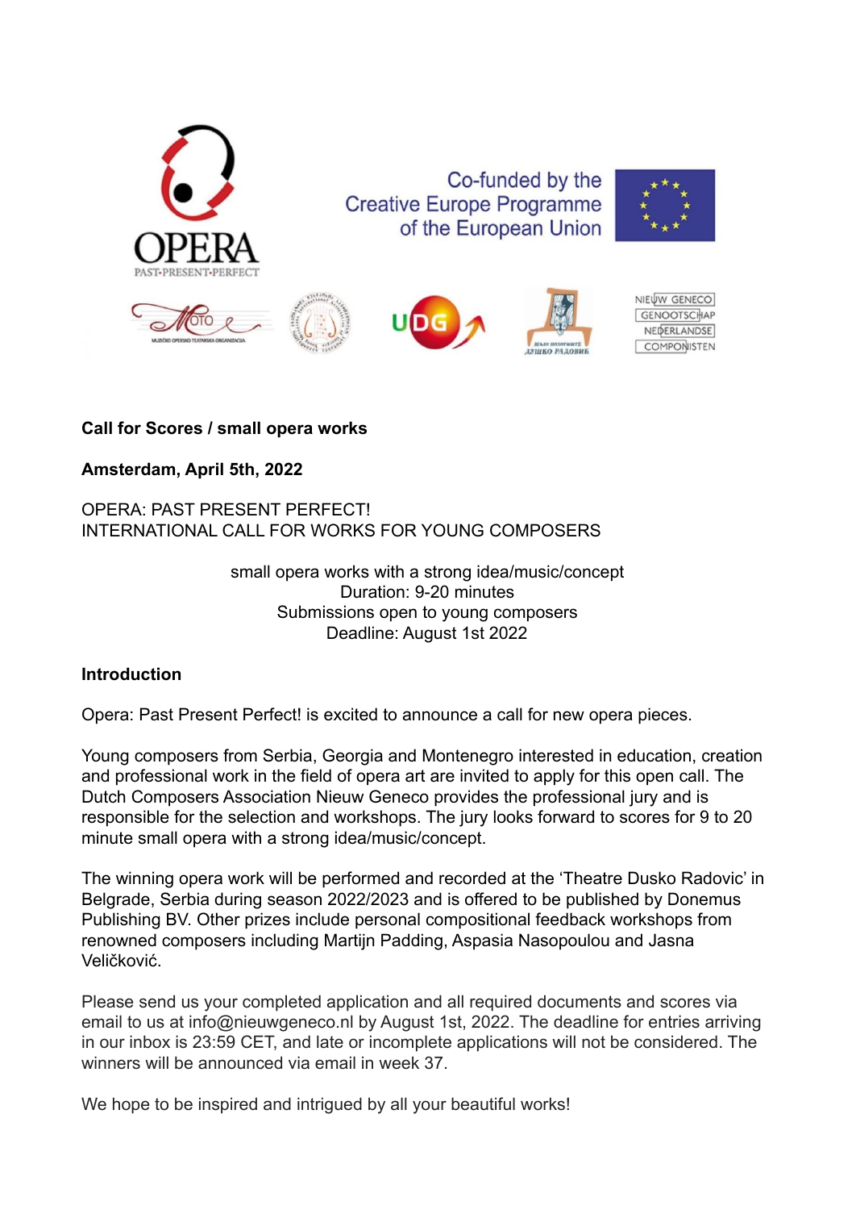OPERA
PAST·PRESENT·PERFECT

Co-funded by the
Creative Europe Programme
of the European Union

**Call for Scores / small opera works**

**Amsterdam, April 5th, 2022**

OPERA: PAST PRESENT PERFECT!
INTERNATIONAL CALL FOR WORKS FOR YOUNG COMPOSERS

small opera works with a strong idea/music/concept
Duration: 9-20 minutes
Submissions open to young composers
Deadline: August 1st 2022

**Introduction**

Opera: Past Present Perfect! is excited to announce a call for new opera pieces.

Young composers from Serbia, Georgia and Montenegro interested in education, creation and professional work in the field of opera art are invited to apply for this open call. The Dutch Composers Association Nieuw Geneco provides the professional jury and is responsible for the selection and workshops. The jury looks forward to scores for 9 to 20 minute small opera with a strong idea/music/concept.

The winning opera work will be performed and recorded at the 'Theatre Dusko Radovic' in Belgrade, Serbia during season 2022/2023 and is offered to be published by Donemus Publishing BV. Other prizes include personal compositional feedback workshops from renowned composers including Martijn Padding, Aspasia Nasopoulou and Jasna Veličković.

Please send us your completed application and all required documents and scores via email to us at info@nieuwgeneco.nl by August 1st, 2022. The deadline for entries arriving in our inbox is 23:59 CET, and late or incomplete applications will not be considered. The winners will be announced via email in week 37.

We hope to be inspired and intrigued by all your beautiful works!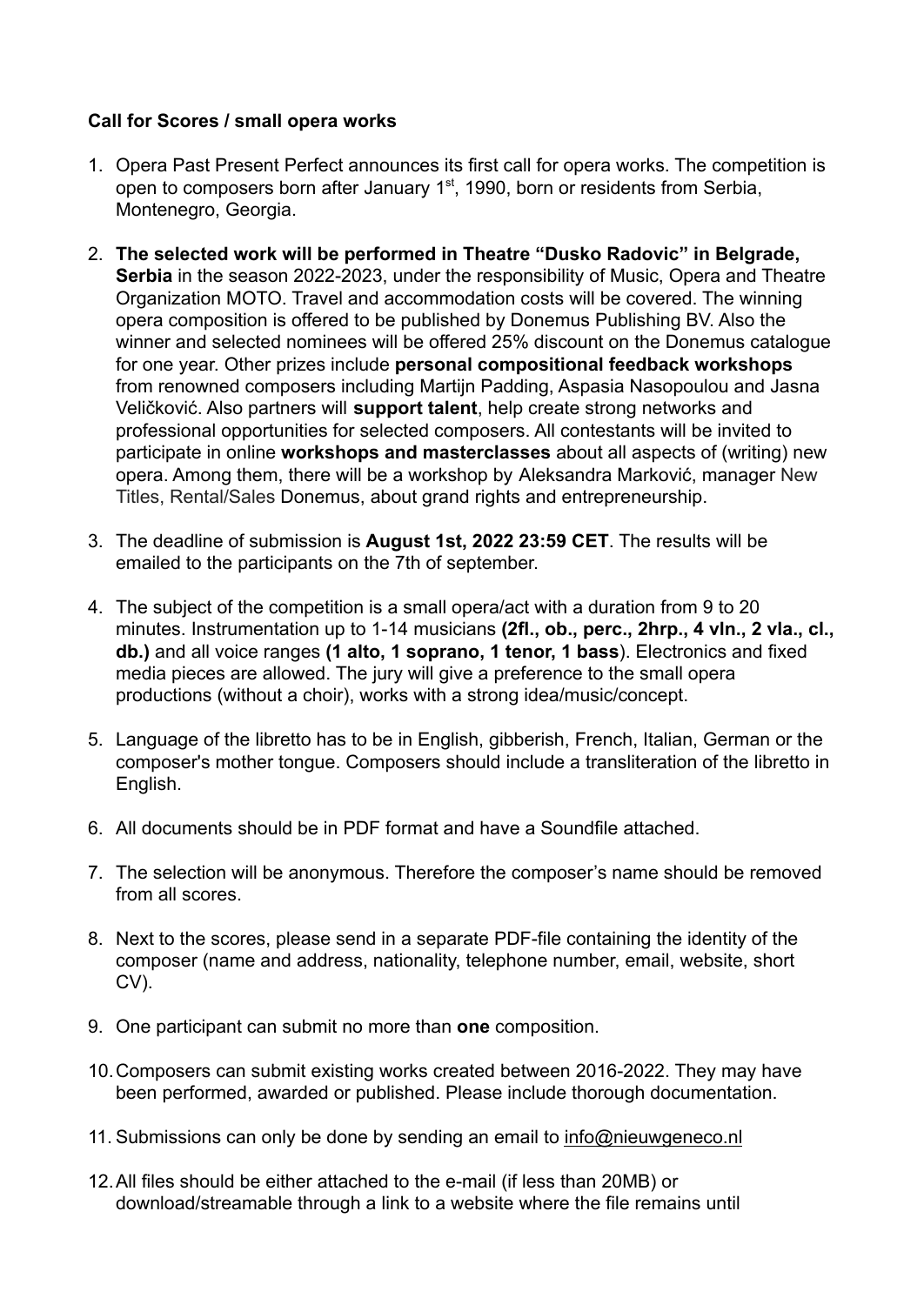**Call for Scores / small opera works**

1. Opera Past Present Perfect announces its first call for opera works. The competition is open to composers born after January 1st, 1990, born or residents from Serbia, Montenegro, Georgia.

2. **The selected work will be performed in Theatre "Dusko Radovic" in Belgrade, Serbia** in the season 2022-2023, under the responsibility of Music, Opera and Theatre Organization MOTO. Travel and accommodation costs will be covered. The winning opera composition is offered to be published by Donemus Publishing BV. Also the winner and selected nominees will be offered 25% discount on the Donemus catalogue for one year. Other prizes include **personal compositional feedback workshops** from renowned composers including Martijn Padding, Aspasia Nasopoulou and Jasna Veličković. Also partners will **support talent**, help create strong networks and professional opportunities for selected composers. All contestants will be invited to participate in online **workshops and masterclasses** about all aspects of (writing) new opera. Among them, there will be a workshop by Aleksandra Marković, manager New Titles, Rental/Sales Donemus, about grand rights and entrepreneurship.

3. The deadline of submission is **August 1st, 2022 23:59 CET**. The results will be emailed to the participants on the 7th of september.

4. The subject of the competition is a small opera/act with a duration from 9 to 20 minutes. Instrumentation up to 1-14 musicians **(2fl., ob., perc., 2hrp., 4 vln., 2 vla., cl., db.)** and all voice ranges **(1 alto, 1 soprano, 1 tenor, 1 bass**). Electronics and fixed media pieces are allowed. The jury will give a preference to the small opera productions (without a choir), works with a strong idea/music/concept.

5. Language of the libretto has to be in English, gibberish, French, Italian, German or the composer's mother tongue. Composers should include a transliteration of the libretto in English.

6. All documents should be in PDF format and have a Soundfile attached.

7. The selection will be anonymous. Therefore the composer's name should be removed from all scores.

8. Next to the scores, please send in a separate PDF-file containing the identity of the composer (name and address, nationality, telephone number, email, website, short CV).

9. One participant can submit no more than **one** composition.

10. Composers can submit existing works created between 2016-2022. They may have been performed, awarded or published. Please include thorough documentation.

11. Submissions can only be done by sending an email to info@nieuwgeneco.nl

12. All files should be either attached to the e-mail (if less than 20MB) or download/streamable through a link to a website where the file remains until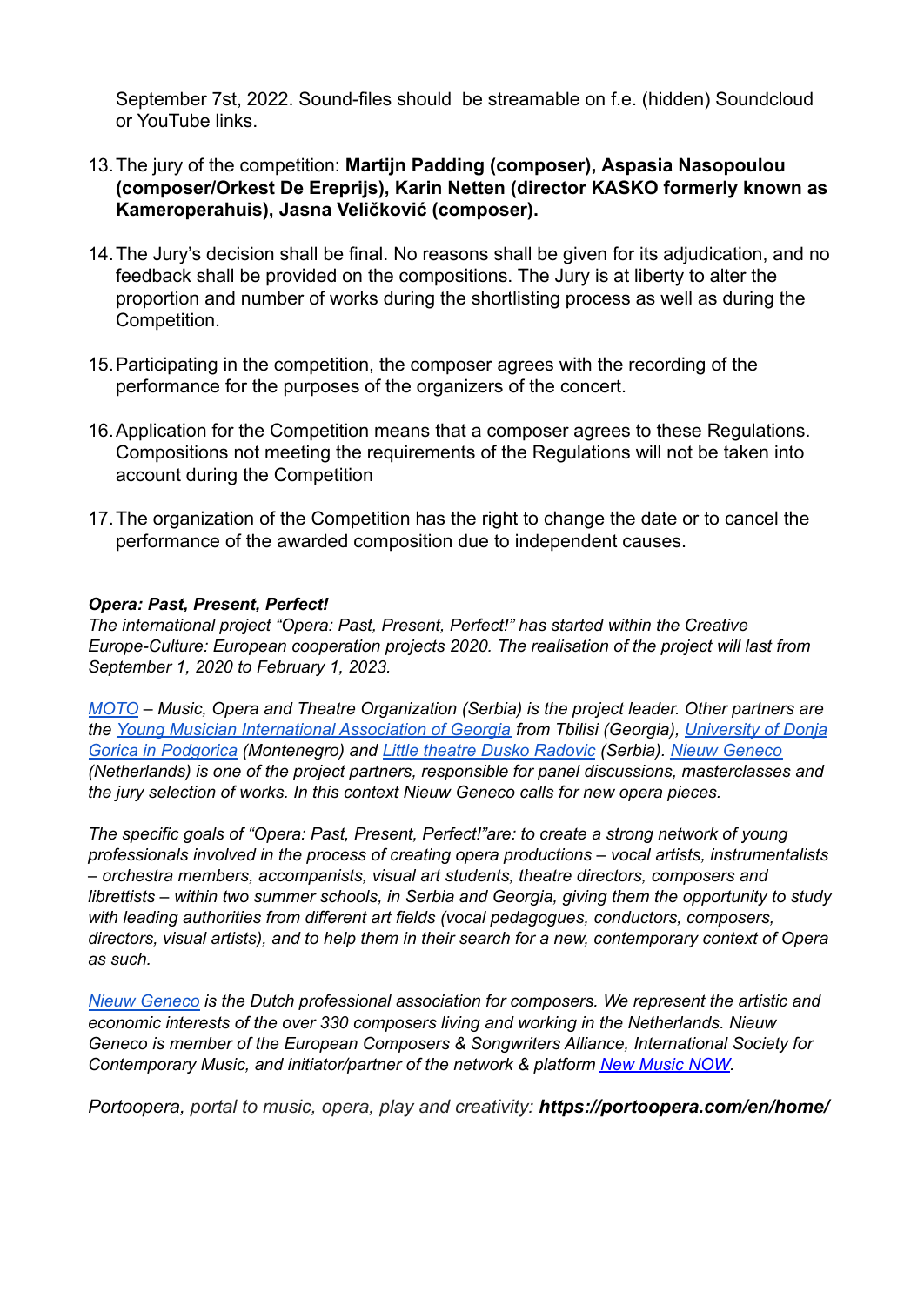September 7st, 2022. Sound-files should be streamable on f.e. (hidden) Soundcloud or YouTube links.

13. The jury of the competition: **Martijn Padding (composer), Aspasia Nasopoulou (composer/Orkest De Ereprijs), Karin Netten (director KASKO formerly known as Kameroperahuis), Jasna Veličković (composer).**

14. The Jury's decision shall be final. No reasons shall be given for its adjudication, and no feedback shall be provided on the compositions. The Jury is at liberty to alter the proportion and number of works during the shortlisting process as well as during the Competition.

15. Participating in the competition, the composer agrees with the recording of the performance for the purposes of the organizers of the concert.

16. Application for the Competition means that a composer agrees to these Regulations. Compositions not meeting the requirements of the Regulations will not be taken into account during the Competition

17. The organization of the Competition has the right to change the date or to cancel the performance of the awarded composition due to independent causes.

***Opera: Past, Present, Perfect!***
*The international project "Opera: Past, Present, Perfect!" has started within the Creative Europe-Culture: European cooperation projects 2020. The realisation of the project will last from September 1, 2020 to February 1, 2023.*

*MOTO – Music, Opera and Theatre Organization (Serbia) is the project leader. Other partners are the Young Musician International Association of Georgia from Tbilisi (Georgia), University of Donja Gorica in Podgorica (Montenegro) and Little theatre Dusko Radovic (Serbia). Nieuw Geneco (Netherlands) is one of the project partners, responsible for panel discussions, masterclasses and the jury selection of works. In this context Nieuw Geneco calls for new opera pieces.*

*The specific goals of "Opera: Past, Present, Perfect!"are: to create a strong network of young professionals involved in the process of creating opera productions – vocal artists, instrumentalists – orchestra members, accompanists, visual art students, theatre directors, composers and librettists – within two summer schools, in Serbia and Georgia, giving them the opportunity to study with leading authorities from different art fields (vocal pedagogues, conductors, composers, directors, visual artists), and to help them in their search for a new, contemporary context of Opera as such.*

*Nieuw Geneco is the Dutch professional association for composers. We represent the artistic and economic interests of the over 330 composers living and working in the Netherlands. Nieuw Geneco is member of the European Composers & Songwriters Alliance, International Society for Contemporary Music, and initiator/partner of the network & platform New Music NOW.*

*Portoopera, portal to music, opera, play and creativity:* ***https://portoopera.com/en/home/***